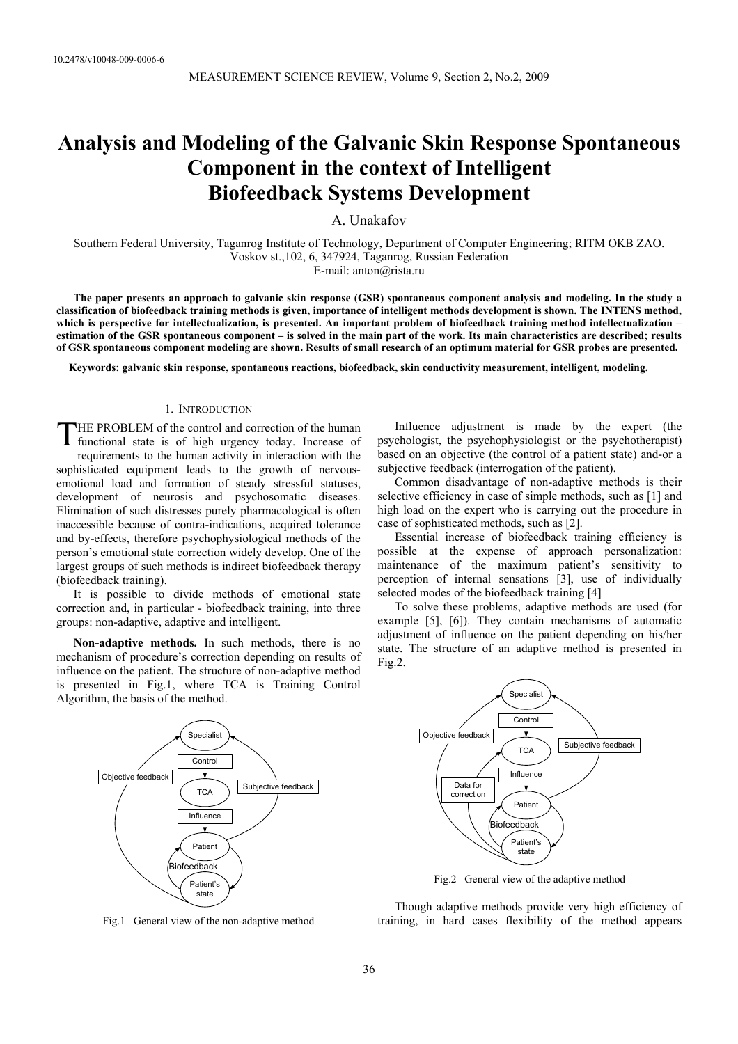10.2478/v10048-009-0006-6

# Analysis and Modeling of the Galvanic Skin Response Spontaneous Component in the context of Intelligent Biofeedback Systems Development

A. Unakafov

Southern Federal University, Taganrog Institute of Technology, Department of Computer Engineering; RITM OKB ZAO. Voskov st.,102, 6, 347924, Taganrog, Russian Federation
E-mail: anton@rista.ru

**The paper presents an approach to galvanic skin response (GSR) spontaneous component analysis and modeling. In the study a classification of biofeedback training methods is given, importance of intelligent methods development is shown. The INTENS method, which is perspective for intellectualization, is presented. An important problem of biofeedback training method intellectualization – estimation of the GSR spontaneous component – is solved in the main part of the work. Its main characteristics are described; results of GSR spontaneous component modeling are shown. Results of small research of an optimum material for GSR probes are presented.**

**Keywords: galvanic skin response, spontaneous reactions, biofeedback, skin conductivity measurement, intelligent, modeling.**

## 1. Introduction

THE PROBLEM of the control and correction of the human functional state is of high urgency today. Increase of requirements to the human activity in interaction with the sophisticated equipment leads to the growth of nervous-emotional load and formation of steady stressful statuses, development of neurosis and psychosomatic diseases. Elimination of such distresses purely pharmacological is often inaccessible because of contra-indications, acquired tolerance and by-effects, therefore psychophysiological methods of the person's emotional state correction widely develop. One of the largest groups of such methods is indirect biofeedback therapy (biofeedback training).

It is possible to divide methods of emotional state correction and, in particular - biofeedback training, into three groups: non-adaptive, adaptive and intelligent.

**Non-adaptive methods.** In such methods, there is no mechanism of procedure's correction depending on results of influence on the patient. The structure of non-adaptive method is presented in Fig.1, where TCA is Training Control Algorithm, the basis of the method.

Fig.1 General view of the non-adaptive method

Influence adjustment is made by the expert (the psychologist, the psychophysiologist or the psychotherapist) based on an objective (the control of a patient state) and-or a subjective feedback (interrogation of the patient).

Common disadvantage of non-adaptive methods is their selective efficiency in case of simple methods, such as [1] and high load on the expert who is carrying out the procedure in case of sophisticated methods, such as [2].

Essential increase of biofeedback training efficiency is possible at the expense of approach personalization: maintenance of the maximum patient's sensitivity to perception of internal sensations [3], use of individually selected modes of the biofeedback training [4]

To solve these problems, adaptive methods are used (for example [5], [6]). They contain mechanisms of automatic adjustment of influence on the patient depending on his/her state. The structure of an adaptive method is presented in Fig.2.

Fig.2 General view of the adaptive method

Though adaptive methods provide very high efficiency of training, in hard cases flexibility of the method appears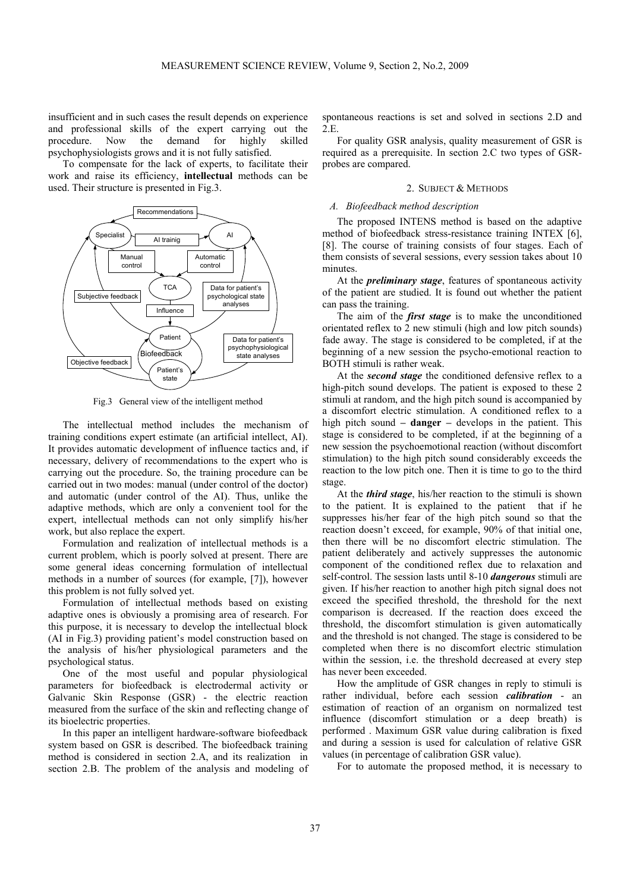insufficient and in such cases the result depends on experience and professional skills of the expert carrying out the procedure. Now the demand for highly skilled psychophysiologists grows and it is not fully satisfied.

To compensate for the lack of experts, to facilitate their work and raise its efficiency, **intellectual** methods can be used. Their structure is presented in Fig.3.

Recommendations
Specialist
AI trainig
AI
Manual control
Automatic control
TCA
Subjective feedback
Data for patient's psychological state analyses
Influence
Patient
Biofeedback
Data for patient's psychophysiological state analyses
Objective feedback
Patient's state

Fig.3 General view of the intelligent method

The intellectual method includes the mechanism of training conditions expert estimate (an artificial intellect, AI). It provides automatic development of influence tactics and, if necessary, delivery of recommendations to the expert who is carrying out the procedure. So, the training procedure can be carried out in two modes: manual (under control of the doctor) and automatic (under control of the AI). Thus, unlike the adaptive methods, which are only a convenient tool for the expert, intellectual methods can not only simplify his/her work, but also replace the expert.

Formulation and realization of intellectual methods is a current problem, which is poorly solved at present. There are some general ideas concerning formulation of intellectual methods in a number of sources (for example, [7]), however this problem is not fully solved yet.

Formulation of intellectual methods based on existing adaptive ones is obviously a promising area of research. For this purpose, it is necessary to develop the intellectual block (AI in Fig.3) providing patient's model construction based on the analysis of his/her physiological parameters and the psychological status.

One of the most useful and popular physiological parameters for biofeedback is electrodermal activity or Galvanic Skin Response (GSR) - the electric reaction measured from the surface of the skin and reflecting change of its bioelectric properties.

In this paper an intelligent hardware-software biofeedback system based on GSR is described. The biofeedback training method is considered in section 2.A, and its realization in section 2.B. The problem of the analysis and modeling of spontaneous reactions is set and solved in sections 2.D and 2.E.

For quality GSR analysis, quality measurement of GSR is required as a prerequisite. In section 2.C two types of GSR-probes are compared.

## 2. Subject & Methods

### *A. Biofeedback method description*

The proposed INTENS method is based on the adaptive method of biofeedback stress-resistance training INTEX [6], [8]. The course of training consists of four stages. Each of them consists of several sessions, every session takes about 10 minutes.

At the ***preliminary stage***, features of spontaneous activity of the patient are studied. It is found out whether the patient can pass the training.

The aim of the ***first stage*** is to make the unconditioned orientated reflex to 2 new stimuli (high and low pitch sounds) fade away. The stage is considered to be completed, if at the beginning of a new session the psycho-emotional reaction to BOTH stimuli is rather weak.

At the ***second stage*** the conditioned defensive reflex to a high-pitch sound develops. The patient is exposed to these 2 stimuli at random, and the high pitch sound is accompanied by a discomfort electric stimulation. A conditioned reflex to a high pitch sound **– danger –** develops in the patient. This stage is considered to be completed, if at the beginning of a new session the psychoemotional reaction (without discomfort stimulation) to the high pitch sound considerably exceeds the reaction to the low pitch one. Then it is time to go to the third stage.

At the ***third stage***, his/her reaction to the stimuli is shown to the patient. It is explained to the patient that if he suppresses his/her fear of the high pitch sound so that the reaction doesn't exceed, for example, 90% of that initial one, then there will be no discomfort electric stimulation. The patient deliberately and actively suppresses the autonomic component of the conditioned reflex due to relaxation and self-control. The session lasts until 8-10 ***dangerous*** stimuli are given. If his/her reaction to another high pitch signal does not exceed the specified threshold, the threshold for the next comparison is decreased. If the reaction does exceed the threshold, the discomfort stimulation is given automatically and the threshold is not changed. The stage is considered to be completed when there is no discomfort electric stimulation within the session, i.e. the threshold decreased at every step has never been exceeded.

How the amplitude of GSR changes in reply to stimuli is rather individual, before each session ***calibration*** - an estimation of reaction of an organism on normalized test influence (discomfort stimulation or a deep breath) is performed . Maximum GSR value during calibration is fixed and during a session is used for calculation of relative GSR values (in percentage of calibration GSR value).

For to automate the proposed method, it is necessary to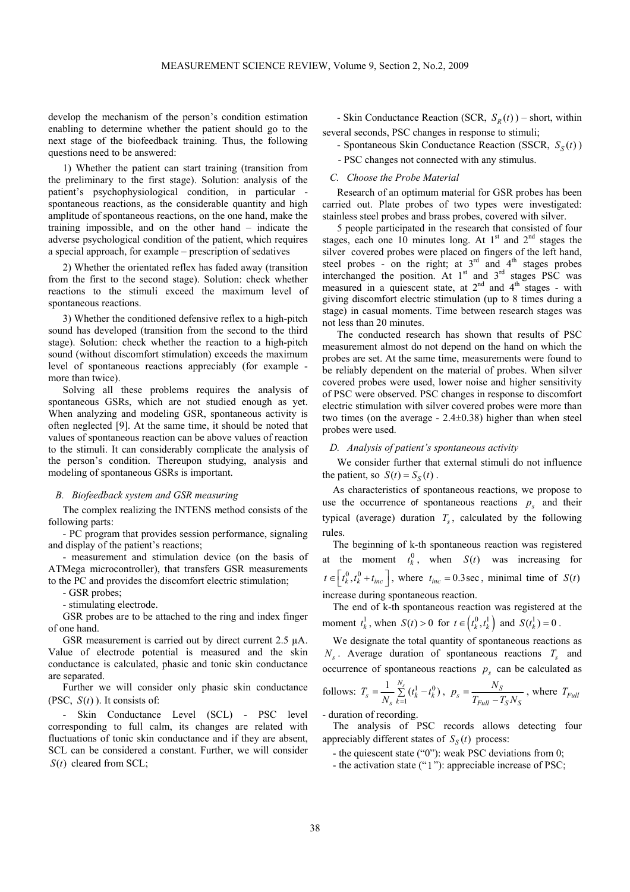develop the mechanism of the person's condition estimation enabling to determine whether the patient should go to the next stage of the biofeedback training. Thus, the following questions need to be answered:

1) Whether the patient can start training (transition from the preliminary to the first stage). Solution: analysis of the patient's psychophysiological condition, in particular - spontaneous reactions, as the considerable quantity and high amplitude of spontaneous reactions, on the one hand, make the training impossible, and on the other hand – indicate the adverse psychological condition of the patient, which requires a special approach, for example – prescription of sedatives

2) Whether the orientated reflex has faded away (transition from the first to the second stage). Solution: check whether reactions to the stimuli exceed the maximum level of spontaneous reactions.

3) Whether the conditioned defensive reflex to a high-pitch sound has developed (transition from the second to the third stage). Solution: check whether the reaction to a high-pitch sound (without discomfort stimulation) exceeds the maximum level of spontaneous reactions appreciably (for example - more than twice).

Solving all these problems requires the analysis of spontaneous GSRs, which are not studied enough as yet. When analyzing and modeling GSR, spontaneous activity is often neglected [9]. At the same time, it should be noted that values of spontaneous reaction can be above values of reaction to the stimuli. It can considerably complicate the analysis of the person's condition. Thereupon studying, analysis and modeling of spontaneous GSRs is important.

### *B. Biofeedback system and GSR measuring*

The complex realizing the INTENS method consists of the following parts:

- PC program that provides session performance, signaling and display of the patient's reactions;
- measurement and stimulation device (on the basis of ATMega microcontroller), that transfers GSR measurements to the PC and provides the discomfort electric stimulation;
- GSR probes;
- stimulating electrode.

GSR probes are to be attached to the ring and index finger of one hand.

GSR measurement is carried out by direct current 2.5 μA. Value of electrode potential is measured and the skin conductance is calculated, phasic and tonic skin conductance are separated.

Further we will consider only phasic skin conductance (PSC, $S(t)$). It consists of:

- Skin Conductance Level (SCL) - PSC level corresponding to full calm, its changes are related with fluctuations of tonic skin conductance and if they are absent, SCL can be considered a constant. Further, we will consider $S(t)$ cleared from SCL;
- Skin Conductance Reaction (SCR, $S_R(t)$) – short, within several seconds, PSC changes in response to stimuli;
- Spontaneous Skin Conductance Reaction (SSCR, $S_S(t)$) - PSC changes not connected with any stimulus.

### *C. Choose the Probe Material*

Research of an optimum material for GSR probes has been carried out. Plate probes of two types were investigated: stainless steel probes and brass probes, covered with silver.

5 people participated in the research that consisted of four stages, each one 10 minutes long. At 1st and 2nd stages the silver covered probes were placed on fingers of the left hand, steel probes - on the right; at 3rd and 4th stages probes interchanged the position. At 1st and 3rd stages PSC was measured in a quiescent state, at 2nd and 4th stages - with giving discomfort electric stimulation (up to 8 times during a stage) in casual moments. Time between research stages was not less than 20 minutes.

The conducted research has shown that results of PSC measurement almost do not depend on the hand on which the probes are set. At the same time, measurements were found to be reliably dependent on the material of probes. When silver covered probes were used, lower noise and higher sensitivity of PSC were observed. PSC changes in response to discomfort electric stimulation with silver covered probes were more than two times (on the average - 2.4±0.38) higher than when steel probes were used.

### *D. Analysis of patient's spontaneous activity*

We consider further that external stimuli do not influence the patient, so $S(t) = S_S(t)$.

As characteristics of spontaneous reactions, we propose to use the occurrence of spontaneous reactions $p_s$ and their typical (average) duration $T_s$, calculated by the following rules.

The beginning of k-th spontaneous reaction was registered at the moment $t_k^0$, when $S(t)$ was increasing for $t \in \left[t_k^0, t_k^0 + t_{inc}\right]$, where $t_{inc} = 0.3\,\text{sec}$, minimal time of $S(t)$ increase during spontaneous reaction.

The end of k-th spontaneous reaction was registered at the moment $t_k^1$, when $S(t) > 0$ for $t \in \left(t_k^0, t_k^1\right)$ and $S(t_k^1) = 0$.

We designate the total quantity of spontaneous reactions as $N_s$. Average duration of spontaneous reactions $T_s$ and occurrence of spontaneous reactions $p_s$ can be calculated as follows: $T_s = \frac{1}{N_s}\sum_{k=1}^{N_s}(t_k^1 - t_k^0)$, $p_s = \frac{N_S}{T_{Full} - T_S N_S}$, where $T_{Full}$ - duration of recording.

The analysis of PSC records allows detecting four appreciably different states of $S_S(t)$ process:

- the quiescent state ("0"): weak PSC deviations from 0;
- the activation state ("1"): appreciable increase of PSC;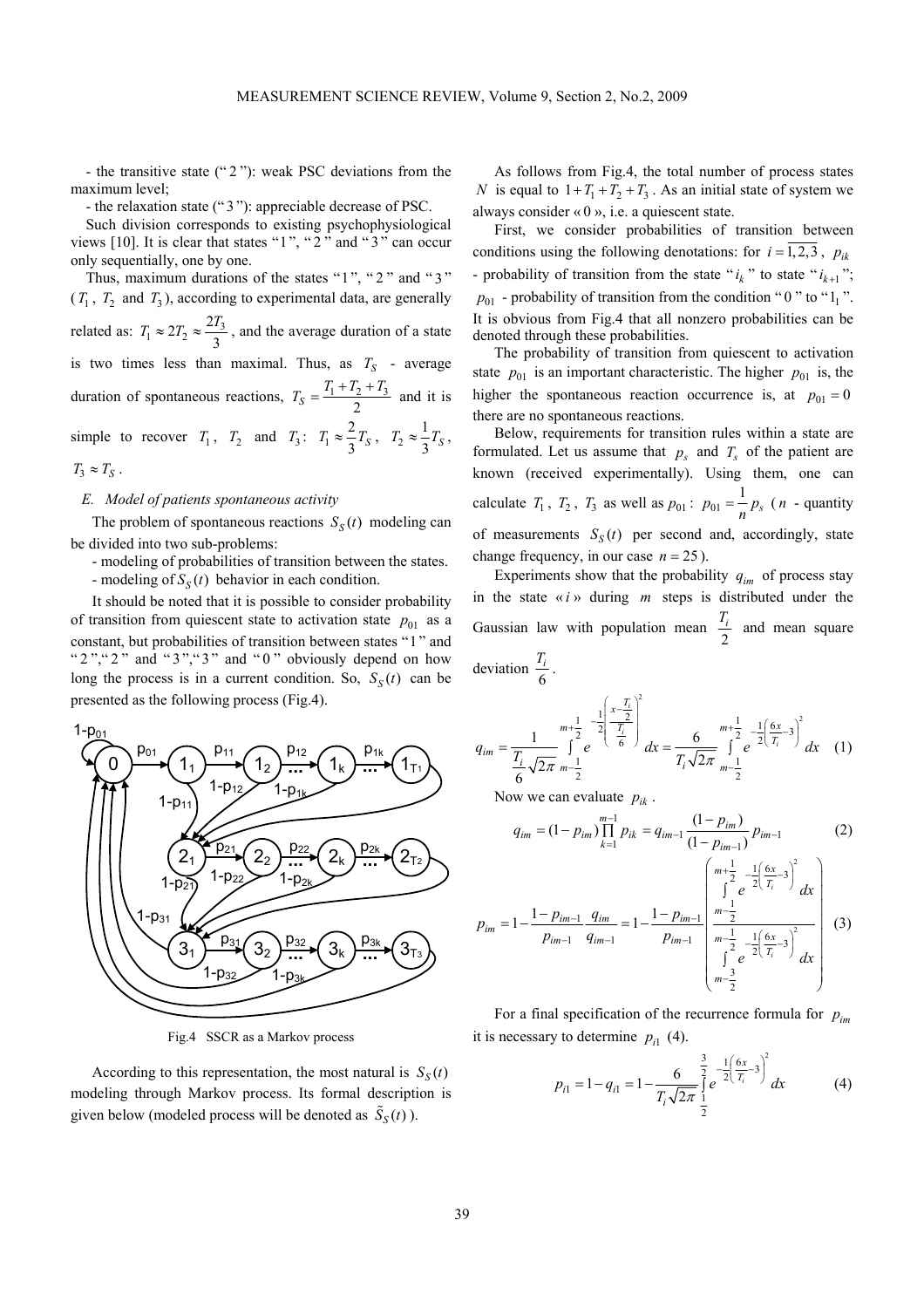- the transitive state ("2"): weak PSC deviations from the maximum level;

- the relaxation state ("3"): appreciable decrease of PSC.

Such division corresponds to existing psychophysiological views [10]. It is clear that states "1", "2" and "3" can occur only sequentially, one by one.

Thus, maximum durations of the states "1", "2" and "3" ($T_1$, $T_2$ and $T_3$), according to experimental data, are generally related as: $T_1 \approx 2T_2 \approx \frac{2T_3}{3}$, and the average duration of a state is two times less than maximal. Thus, as $T_S$ - average duration of spontaneous reactions, $T_S = \frac{T_1 + T_2 + T_3}{2}$ and it is simple to recover $T_1$, $T_2$ and $T_3$: $T_1 \approx \frac{2}{3}T_S$, $T_2 \approx \frac{1}{3}T_S$, $T_3 \approx T_S$.

### E. Model of patients spontaneous activity

The problem of spontaneous reactions $S_S(t)$ modeling can be divided into two sub-problems:

- modeling of probabilities of transition between the states.
- modeling of $S_S(t)$ behavior in each condition.

It should be noted that it is possible to consider probability of transition from quiescent state to activation state $p_{01}$ as a constant, but probabilities of transition between states "1" and "2", "2" and "3", "3" and "0" obviously depend on how long the process is in a current condition. So, $S_S(t)$ can be presented as the following process (Fig.4).

Fig.4 SSCR as a Markov process

According to this representation, the most natural is $S_S(t)$ modeling through Markov process. Its formal description is given below (modeled process will be denoted as $\tilde{S}_S(t)$).

As follows from Fig.4, the total number of process states $N$ is equal to $1 + T_1 + T_2 + T_3$. As an initial state of system we always consider « 0 », i.e. a quiescent state.

First, we consider probabilities of transition between conditions using the following denotations: for $i = \overline{1,2,3}$, $p_{ik}$ - probability of transition from the state "$i_k$" to state "$i_{k+1}$"; $p_{01}$ - probability of transition from the condition "0" to "$1_1$". It is obvious from Fig.4 that all nonzero probabilities can be denoted through these probabilities.

The probability of transition from quiescent to activation state $p_{01}$ is an important characteristic. The higher $p_{01}$ is, the higher the spontaneous reaction occurrence is, at $p_{01} = 0$ there are no spontaneous reactions.

Below, requirements for transition rules within a state are formulated. Let us assume that $p_s$ and $T_s$ of the patient are known (received experimentally). Using them, one can calculate $T_1$, $T_2$, $T_3$ as well as $p_{01}$: $p_{01} = \frac{1}{n} p_s$ ($n$ - quantity of measurements $S_S(t)$ per second and, accordingly, state change frequency, in our case $n = 25$).

Experiments show that the probability $q_{im}$ of process stay in the state «$i$» during $m$ steps is distributed under the Gaussian law with population mean $\frac{T_i}{2}$ and mean square deviation $\frac{T_i}{6}$.

$$q_{im} = \frac{1}{\frac{T_i}{6}\sqrt{2\pi}} \int_{m-\frac{1}{2}}^{m+\frac{1}{2}} e^{-\frac{1}{2}\left(\frac{x-\frac{T_i}{2}}{\frac{T_i}{6}}\right)^2} dx = \frac{6}{T_i\sqrt{2\pi}} \int_{m-\frac{1}{2}}^{m+\frac{1}{2}} e^{-\frac{1}{2}\left(\frac{6x}{T_i}-3\right)^2} dx \quad (1)$$

Now we can evaluate $p_{ik}$.

$$q_{im} = (1 - p_{im}) \prod_{k=1}^{m-1} p_{ik} = q_{im-1} \frac{(1 - p_{im})}{(1 - p_{im-1})} p_{im-1} \quad (2)$$

$$p_{im} = 1 - \frac{1 - p_{im-1}}{p_{im-1}} \frac{q_{im}}{q_{im-1}} = 1 - \frac{1 - p_{im-1}}{p_{im-1}} \left( \frac{\int_{m-\frac{1}{2}}^{m+\frac{1}{2}} e^{-\frac{1}{2}\left(\frac{6x}{T_i}-3\right)^2} dx}{\int_{m-\frac{3}{2}}^{m-\frac{1}{2}} e^{-\frac{1}{2}\left(\frac{6x}{T_i}-3\right)^2} dx} \right) \quad (3)$$

For a final specification of the recurrence formula for $p_{im}$ it is necessary to determine $p_{i1}$ (4).

$$p_{i1} = 1 - q_{i1} = 1 - \frac{6}{T_i\sqrt{2\pi}} \int_{\frac{1}{2}}^{\frac{3}{2}} e^{-\frac{1}{2}\left(\frac{6x}{T_i}-3\right)^2} dx \quad (4)$$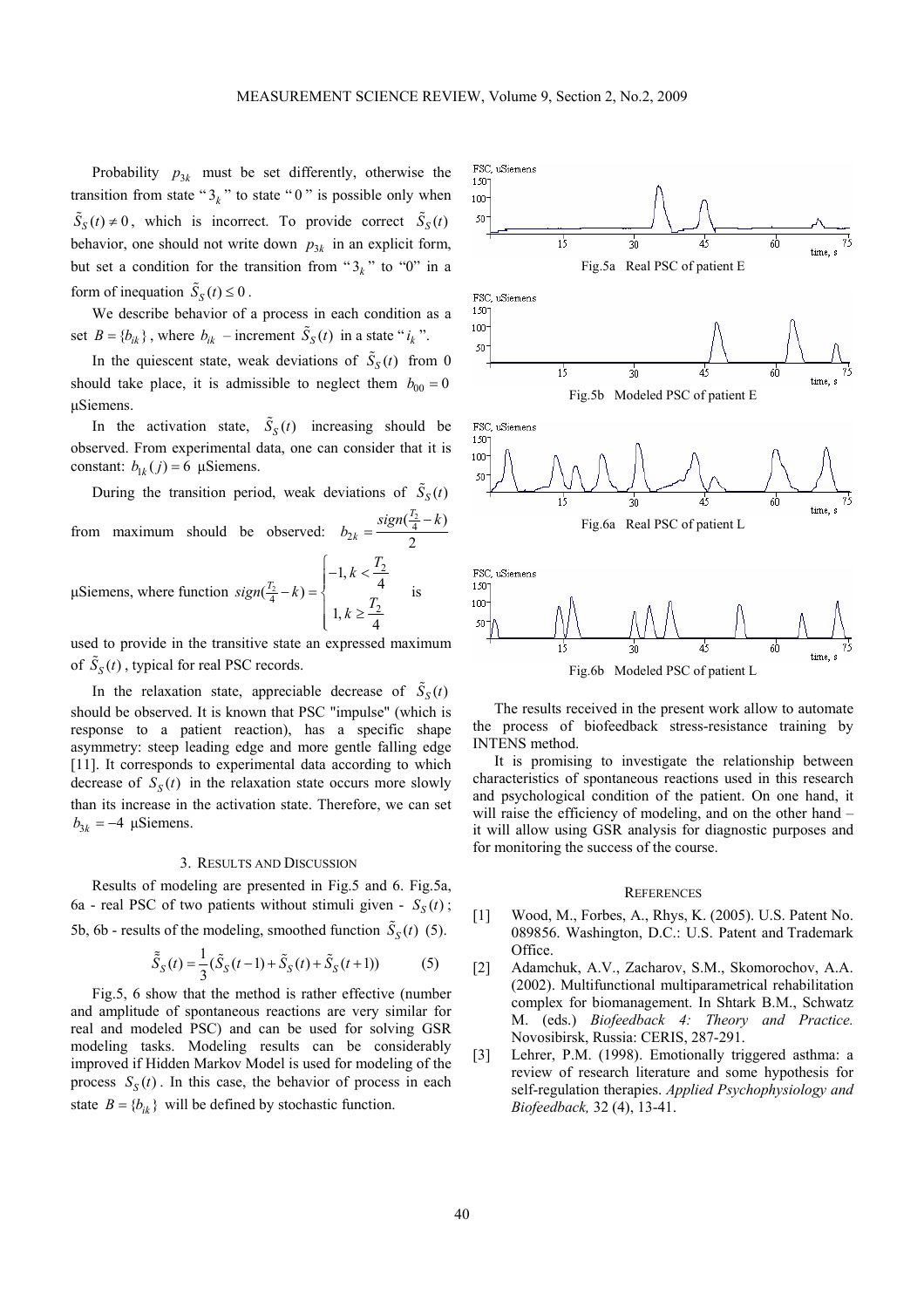Probability $p_{3k}$ must be set differently, otherwise the transition from state "$3_k$" to state "0" is possible only when $\tilde{S}_S(t) \neq 0$, which is incorrect. To provide correct $\tilde{S}_S(t)$ behavior, one should not write down $p_{3k}$ in an explicit form, but set a condition for the transition from "$3_k$" to "0" in a form of inequation $\tilde{S}_S(t) \leq 0$.

We describe behavior of a process in each condition as a set $B = \{b_{ik}\}$, where $b_{ik}$ – increment $\tilde{S}_S(t)$ in a state "$i_k$".

In the quiescent state, weak deviations of $\tilde{S}_S(t)$ from 0 should take place, it is admissible to neglect them $b_{00} = 0$ μSiemens.

In the activation state, $\tilde{S}_S(t)$ increasing should be observed. From experimental data, one can consider that it is constant: $b_{1k}(j) = 6$ μSiemens.

During the transition period, weak deviations of $\tilde{S}_S(t)$ from maximum should be observed: $b_{2k} = \frac{sign(\frac{T_2}{4} - k)}{2}$ μSiemens, where function $sign(\frac{T_2}{4} - k) = \begin{cases} -1, k < \frac{T_2}{4} \\ 1, k \geq \frac{T_2}{4} \end{cases}$ is used to provide in the transitive state an expressed maximum of $\tilde{S}_S(t)$, typical for real PSC records.

In the relaxation state, appreciable decrease of $\tilde{S}_S(t)$ should be observed. It is known that PSC "impulse" (which is response to a patient reaction), has a specific shape asymmetry: steep leading edge and more gentle falling edge [11]. It corresponds to experimental data according to which decrease of $S_S(t)$ in the relaxation state occurs more slowly than its increase in the activation state. Therefore, we can set $b_{3k} = -4$ μSiemens.

## 3. Results and Discussion

Results of modeling are presented in Fig.5 and 6. Fig.5a, 6a - real PSC of two patients without stimuli given - $S_S(t)$; 5b, 6b - results of the modeling, smoothed function $\tilde{S}_S(t)$ (5).

$$\tilde{\tilde{S}}_S(t) = \frac{1}{3}(\tilde{S}_S(t-1) + \tilde{S}_S(t) + \tilde{S}_S(t+1)) \qquad (5)$$

Fig.5, 6 show that the method is rather effective (number and amplitude of spontaneous reactions are very similar for real and modeled PSC) and can be used for solving GSR modeling tasks. Modeling results can be considerably improved if Hidden Markov Model is used for modeling of the process $S_S(t)$. In this case, the behavior of process in each state $B = \{b_{ik}\}$ will be defined by stochastic function.

Fig.5a Real PSC of patient E

Fig.5b Modeled PSC of patient E

Fig.6a Real PSC of patient L

Fig.6b Modeled PSC of patient L

The results received in the present work allow to automate the process of biofeedback stress-resistance training by INTENS method.

It is promising to investigate the relationship between characteristics of spontaneous reactions used in this research and psychological condition of the patient. On one hand, it will raise the efficiency of modeling, and on the other hand – it will allow using GSR analysis for diagnostic purposes and for monitoring the success of the course.

## References

[1] Wood, M., Forbes, A., Rhys, K. (2005). U.S. Patent No. 089856. Washington, D.C.: U.S. Patent and Trademark Office.

[2] Adamchuk, A.V., Zacharov, S.M., Skomorochov, A.A. (2002). Multifunctional multiparametrical rehabilitation complex for biomanagement. In Shtark B.M., Schwatz M. (eds.) *Biofeedback 4: Theory and Practice.* Novosibirsk, Russia: CERIS, 287-291.

[3] Lehrer, P.M. (1998). Emotionally triggered asthma: a review of research literature and some hypothesis for self-regulation therapies. *Applied Psychophysiology and Biofeedback,* 32 (4), 13-41.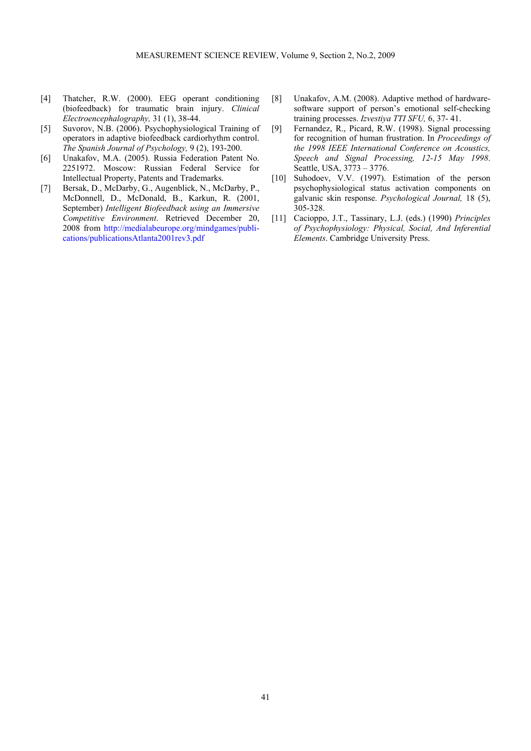[4] Thatcher, R.W. (2000). EEG operant conditioning (biofeedback) for traumatic brain injury. *Clinical Electroencephalography,* 31 (1), 38-44.

[5] Suvorov, N.B. (2006). Psychophysiological Training of operators in adaptive biofeedback cardiorhythm control. *The Spanish Journal of Psychology,* 9 (2), 193-200.

[6] Unakafov, M.A. (2005). Russia Federation Patent No. 2251972. Moscow: Russian Federal Service for Intellectual Property, Patents and Trademarks.

[7] Bersak, D., McDarby, G., Augenblick, N., McDarby, P., McDonnell, D., McDonald, B., Karkun, R. (2001, September) *Intelligent Biofeedback using an Immersive Competitive Environment*. Retrieved December 20, 2008 from http://medialabeurope.org/mindgames/publications/publicationsAtlanta2001rev3.pdf

[8] Unakafov, A.M. (2008). Adaptive method of hardware-software support of person's emotional self-checking training processes. *Izvestiya TTI SFU,* 6, 37- 41.

[9] Fernandez, R., Picard, R.W. (1998). Signal processing for recognition of human frustration. In *Proceedings of the 1998 IEEE International Conference on Acoustics, Speech and Signal Processing, 12-15 May 1998*. Seattle, USA, 3773 – 3776.

[10] Suhodoev, V.V. (1997). Estimation of the person psychophysiological status activation components on galvanic skin response. *Psychological Journal,* 18 (5), 305-328.

[11] Cacioppo, J.T., Tassinary, L.J. (eds.) (1990) *Principles of Psychophysiology: Physical, Social, And Inferential Elements*. Cambridge University Press.